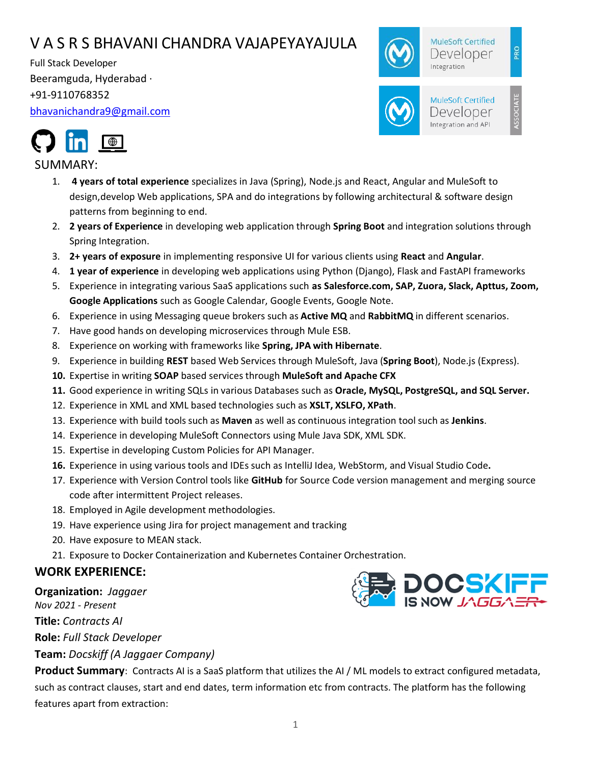# V A S R S BHAVANI CHANDRA VAJAPEYAYAJULA

Full Stack Developer
Beeramguda, Hyderabad ·
+91-9110768352
bhavanichandra9@gmail.com

MuleSoft Certified Developer Integration PRO

MuleSoft Certified Developer Integration and API ASSOCIATE

## SUMMARY:

1. **4 years of total experience** specializes in Java (Spring), Node.js and React, Angular and MuleSoft to design,develop Web applications, SPA and do integrations by following architectural & software design patterns from beginning to end.
2. **2 years of Experience** in developing web application through **Spring Boot** and integration solutions through Spring Integration.
3. **2+ years of exposure** in implementing responsive UI for various clients using **React** and **Angular**.
4. **1 year of experience** in developing web applications using Python (Django), Flask and FastAPI frameworks
5. Experience in integrating various SaaS applications such **as Salesforce.com, SAP, Zuora, Slack, Apttus, Zoom, Google Applications** such as Google Calendar, Google Events, Google Note.
6. Experience in using Messaging queue brokers such as **Active MQ** and **RabbitMQ** in different scenarios.
7. Have good hands on developing microservices through Mule ESB.
8. Experience on working with frameworks like **Spring, JPA with Hibernate**.
9. Experience in building **REST** based Web Services through MuleSoft, Java (**Spring Boot**), Node.js (Express).
10. Expertise in writing **SOAP** based services through **MuleSoft and Apache CFX**
11. Good experience in writing SQLs in various Databases such as **Oracle, MySQL, PostgreSQL, and SQL Server.**
12. Experience in XML and XML based technologies such as **XSLT, XSLFO, XPath**.
13. Experience with build tools such as **Maven** as well as continuous integration tool such as **Jenkins**.
14. Experience in developing MuleSoft Connectors using Mule Java SDK, XML SDK.
15. Expertise in developing Custom Policies for API Manager.
16. Experience in using various tools and IDEs such as IntelliJ Idea, WebStorm, and Visual Studio Code**.**
17. Experience with Version Control tools like **GitHub** for Source Code version management and merging source code after intermittent Project releases.
18. Employed in Agile development methodologies.
19. Have experience using Jira for project management and tracking
20. Have exposure to MEAN stack.
21. Exposure to Docker Containerization and Kubernetes Container Orchestration.

## WORK EXPERIENCE:

DOCSKIFF IS NOW JAGGAER

**Organization:** *Jaggaer*
*Nov 2021 - Present*
**Title:** *Contracts AI*
**Role:** *Full Stack Developer*
**Team:** *Docskiff (A Jaggaer Company)*

**Product Summary**: Contracts AI is a SaaS platform that utilizes the AI / ML models to extract configured metadata, such as contract clauses, start and end dates, term information etc from contracts. The platform has the following features apart from extraction: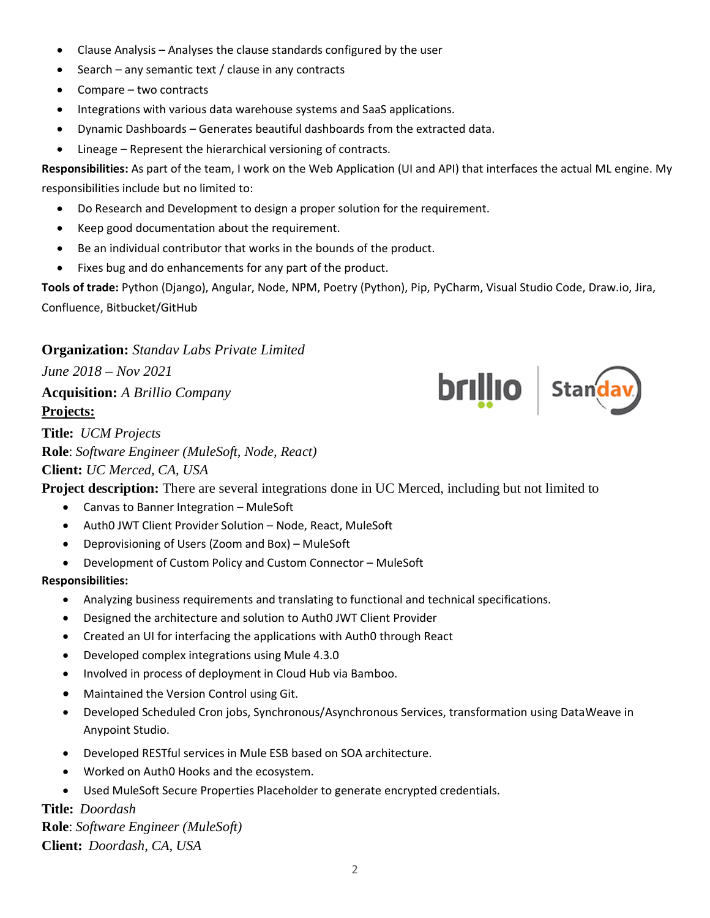- Clause Analysis – Analyses the clause standards configured by the user
- Search – any semantic text / clause in any contracts
- Compare – two contracts
- Integrations with various data warehouse systems and SaaS applications.
- Dynamic Dashboards – Generates beautiful dashboards from the extracted data.
- Lineage – Represent the hierarchical versioning of contracts.

**Responsibilities:** As part of the team, I work on the Web Application (UI and API) that interfaces the actual ML engine. My responsibilities include but no limited to:

- Do Research and Development to design a proper solution for the requirement.
- Keep good documentation about the requirement.
- Be an individual contributor that works in the bounds of the product.
- Fixes bug and do enhancements for any part of the product.

**Tools of trade:** Python (Django), Angular, Node, NPM, Poetry (Python), Pip, PyCharm, Visual Studio Code, Draw.io, Jira, Confluence, Bitbucket/GitHub

**Organization:** *Standav Labs Private Limited*

*June 2018 – Nov 2021*

**Acquisition:** *A Brillio Company*

**Projects:**

**Title:** *UCM Projects*

**Role**: *Software Engineer (MuleSoft, Node, React)*

**Client:** *UC Merced, CA, USA*

**Project description:** There are several integrations done in UC Merced, including but not limited to

- Canvas to Banner Integration – MuleSoft
- Auth0 JWT Client Provider Solution – Node, React, MuleSoft
- Deprovisioning of Users (Zoom and Box) – MuleSoft
- Development of Custom Policy and Custom Connector – MuleSoft

**Responsibilities:**

- Analyzing business requirements and translating to functional and technical specifications.
- Designed the architecture and solution to Auth0 JWT Client Provider
- Created an UI for interfacing the applications with Auth0 through React
- Developed complex integrations using Mule 4.3.0
- Involved in process of deployment in Cloud Hub via Bamboo.
- Maintained the Version Control using Git.
- Developed Scheduled Cron jobs, Synchronous/Asynchronous Services, transformation using DataWeave in Anypoint Studio.
- Developed RESTful services in Mule ESB based on SOA architecture.
- Worked on Auth0 Hooks and the ecosystem.
- Used MuleSoft Secure Properties Placeholder to generate encrypted credentials.

**Title:** *Doordash*

**Role**: *Software Engineer (MuleSoft)*

**Client:** *Doordash, CA, USA*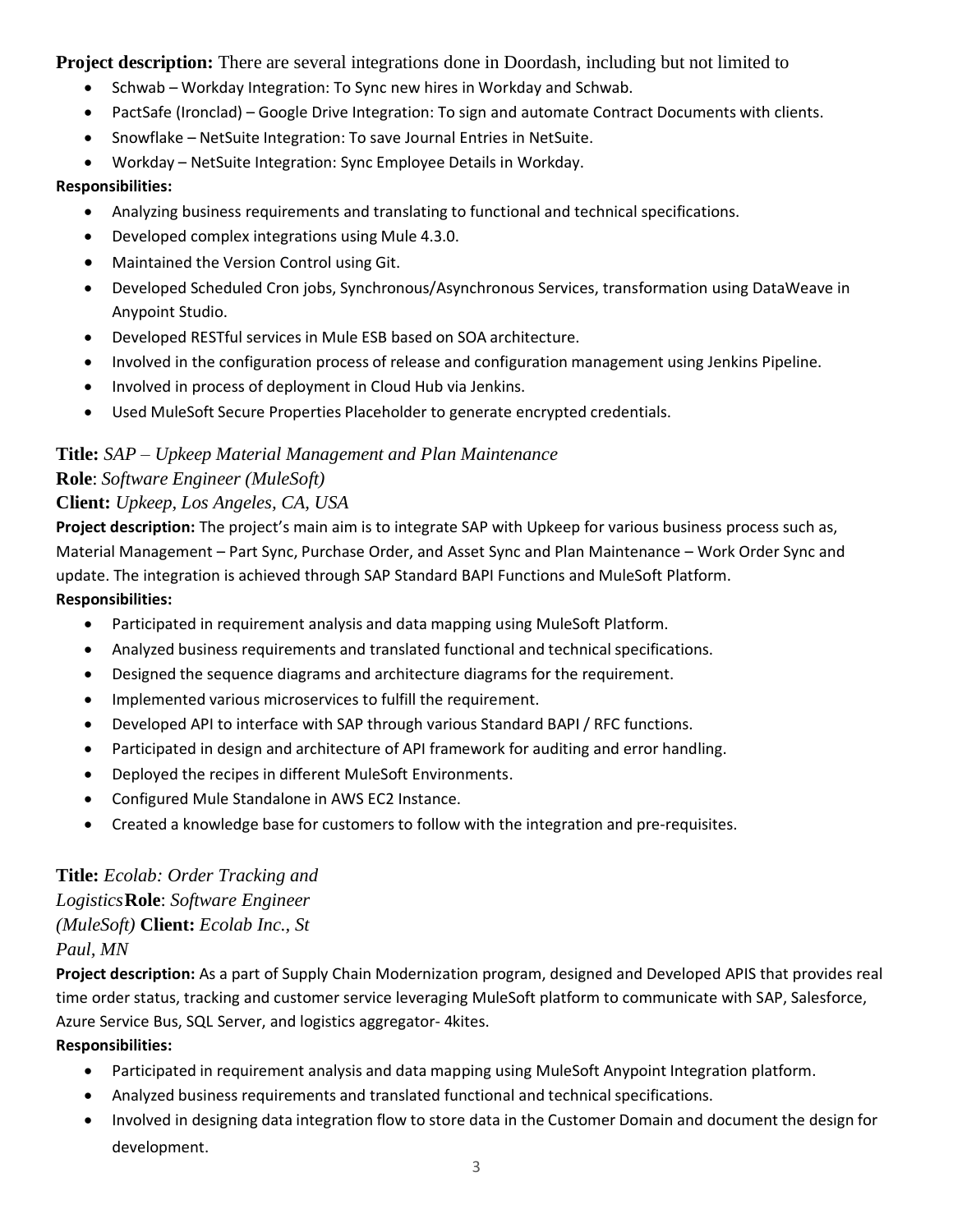**Project description:** There are several integrations done in Doordash, including but not limited to

- Schwab – Workday Integration: To Sync new hires in Workday and Schwab.
- PactSafe (Ironclad) – Google Drive Integration: To sign and automate Contract Documents with clients.
- Snowflake – NetSuite Integration: To save Journal Entries in NetSuite.
- Workday – NetSuite Integration: Sync Employee Details in Workday.

**Responsibilities:**

- Analyzing business requirements and translating to functional and technical specifications.
- Developed complex integrations using Mule 4.3.0.
- Maintained the Version Control using Git.
- Developed Scheduled Cron jobs, Synchronous/Asynchronous Services, transformation using DataWeave in Anypoint Studio.
- Developed RESTful services in Mule ESB based on SOA architecture.
- Involved in the configuration process of release and configuration management using Jenkins Pipeline.
- Involved in process of deployment in Cloud Hub via Jenkins.
- Used MuleSoft Secure Properties Placeholder to generate encrypted credentials.

**Title:** *SAP – Upkeep Material Management and Plan Maintenance*
**Role**: *Software Engineer (MuleSoft)*
**Client:** *Upkeep, Los Angeles, CA, USA*

**Project description:** The project's main aim is to integrate SAP with Upkeep for various business process such as, Material Management – Part Sync, Purchase Order, and Asset Sync and Plan Maintenance – Work Order Sync and update. The integration is achieved through SAP Standard BAPI Functions and MuleSoft Platform.

**Responsibilities:**

- Participated in requirement analysis and data mapping using MuleSoft Platform.
- Analyzed business requirements and translated functional and technical specifications.
- Designed the sequence diagrams and architecture diagrams for the requirement.
- Implemented various microservices to fulfill the requirement.
- Developed API to interface with SAP through various Standard BAPI / RFC functions.
- Participated in design and architecture of API framework for auditing and error handling.
- Deployed the recipes in different MuleSoft Environments.
- Configured Mule Standalone in AWS EC2 Instance.
- Created a knowledge base for customers to follow with the integration and pre-requisites.

**Title:** *Ecolab: Order Tracking and Logistics*
**Role**: *Software Engineer (MuleSoft)*
**Client:** *Ecolab Inc., St Paul, MN*

**Project description:** As a part of Supply Chain Modernization program, designed and Developed APIS that provides real time order status, tracking and customer service leveraging MuleSoft platform to communicate with SAP, Salesforce, Azure Service Bus, SQL Server, and logistics aggregator- 4kites.

**Responsibilities:**

- Participated in requirement analysis and data mapping using MuleSoft Anypoint Integration platform.
- Analyzed business requirements and translated functional and technical specifications.
- Involved in designing data integration flow to store data in the Customer Domain and document the design for development.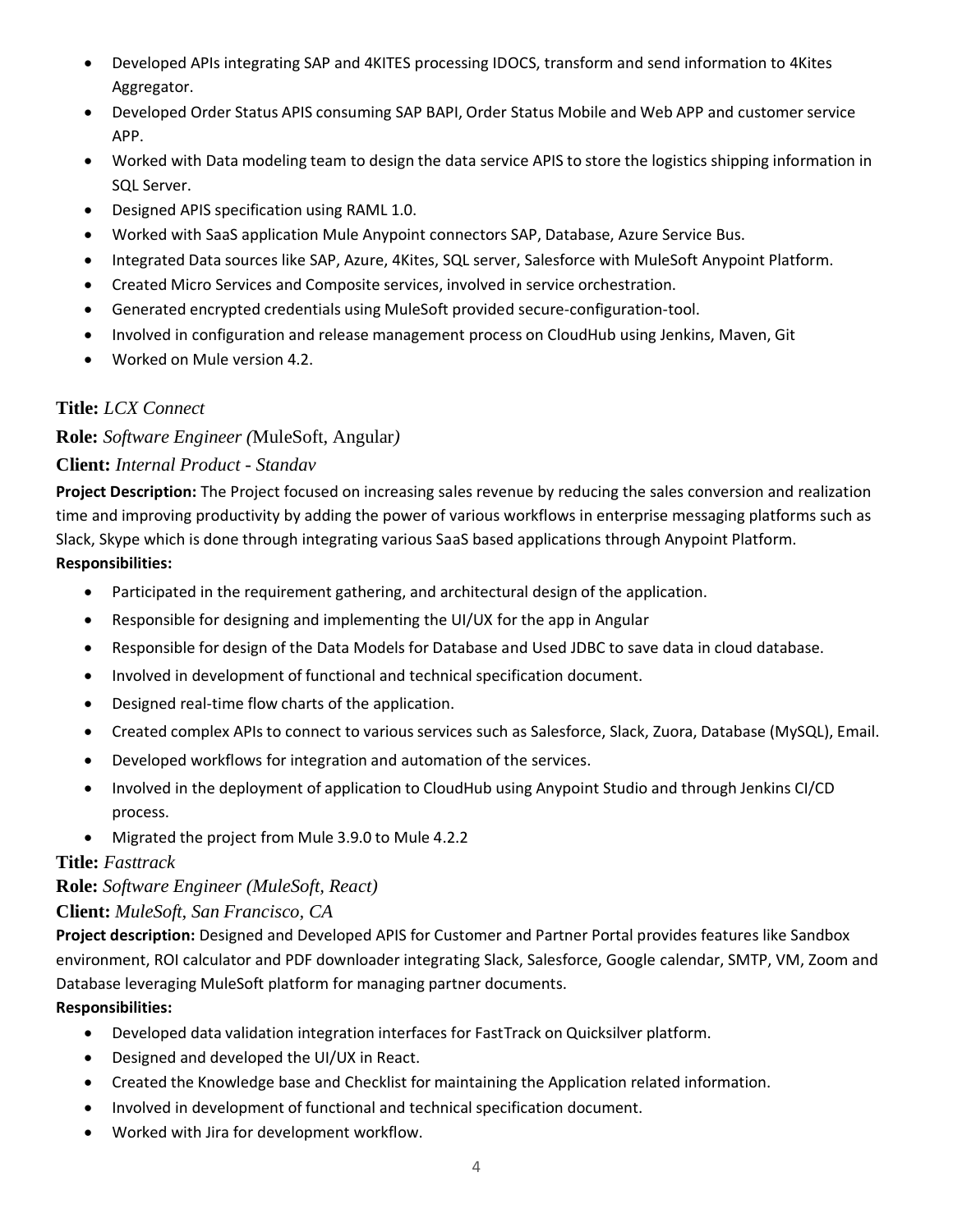- Developed APIs integrating SAP and 4KITES processing IDOCS, transform and send information to 4Kites Aggregator.
- Developed Order Status APIS consuming SAP BAPI, Order Status Mobile and Web APP and customer service APP.
- Worked with Data modeling team to design the data service APIS to store the logistics shipping information in SQL Server.
- Designed APIS specification using RAML 1.0.
- Worked with SaaS application Mule Anypoint connectors SAP, Database, Azure Service Bus.
- Integrated Data sources like SAP, Azure, 4Kites, SQL server, Salesforce with MuleSoft Anypoint Platform.
- Created Micro Services and Composite services, involved in service orchestration.
- Generated encrypted credentials using MuleSoft provided secure-configuration-tool.
- Involved in configuration and release management process on CloudHub using Jenkins, Maven, Git
- Worked on Mule version 4.2.

**Title:** *LCX Connect*

**Role:** *Software Engineer (*MuleSoft, Angular*)*

**Client:** *Internal Product - Standav*

**Project Description:** The Project focused on increasing sales revenue by reducing the sales conversion and realization time and improving productivity by adding the power of various workflows in enterprise messaging platforms such as Slack, Skype which is done through integrating various SaaS based applications through Anypoint Platform.

**Responsibilities:**

- Participated in the requirement gathering, and architectural design of the application.
- Responsible for designing and implementing the UI/UX for the app in Angular
- Responsible for design of the Data Models for Database and Used JDBC to save data in cloud database.
- Involved in development of functional and technical specification document.
- Designed real-time flow charts of the application.
- Created complex APIs to connect to various services such as Salesforce, Slack, Zuora, Database (MySQL), Email.
- Developed workflows for integration and automation of the services.
- Involved in the deployment of application to CloudHub using Anypoint Studio and through Jenkins CI/CD process.
- Migrated the project from Mule 3.9.0 to Mule 4.2.2

**Title:** *Fasttrack*

**Role:** *Software Engineer (MuleSoft, React)*

**Client:** *MuleSoft, San Francisco, CA*

**Project description:** Designed and Developed APIS for Customer and Partner Portal provides features like Sandbox environment, ROI calculator and PDF downloader integrating Slack, Salesforce, Google calendar, SMTP, VM, Zoom and Database leveraging MuleSoft platform for managing partner documents.

**Responsibilities:**

- Developed data validation integration interfaces for FastTrack on Quicksilver platform.
- Designed and developed the UI/UX in React.
- Created the Knowledge base and Checklist for maintaining the Application related information.
- Involved in development of functional and technical specification document.
- Worked with Jira for development workflow.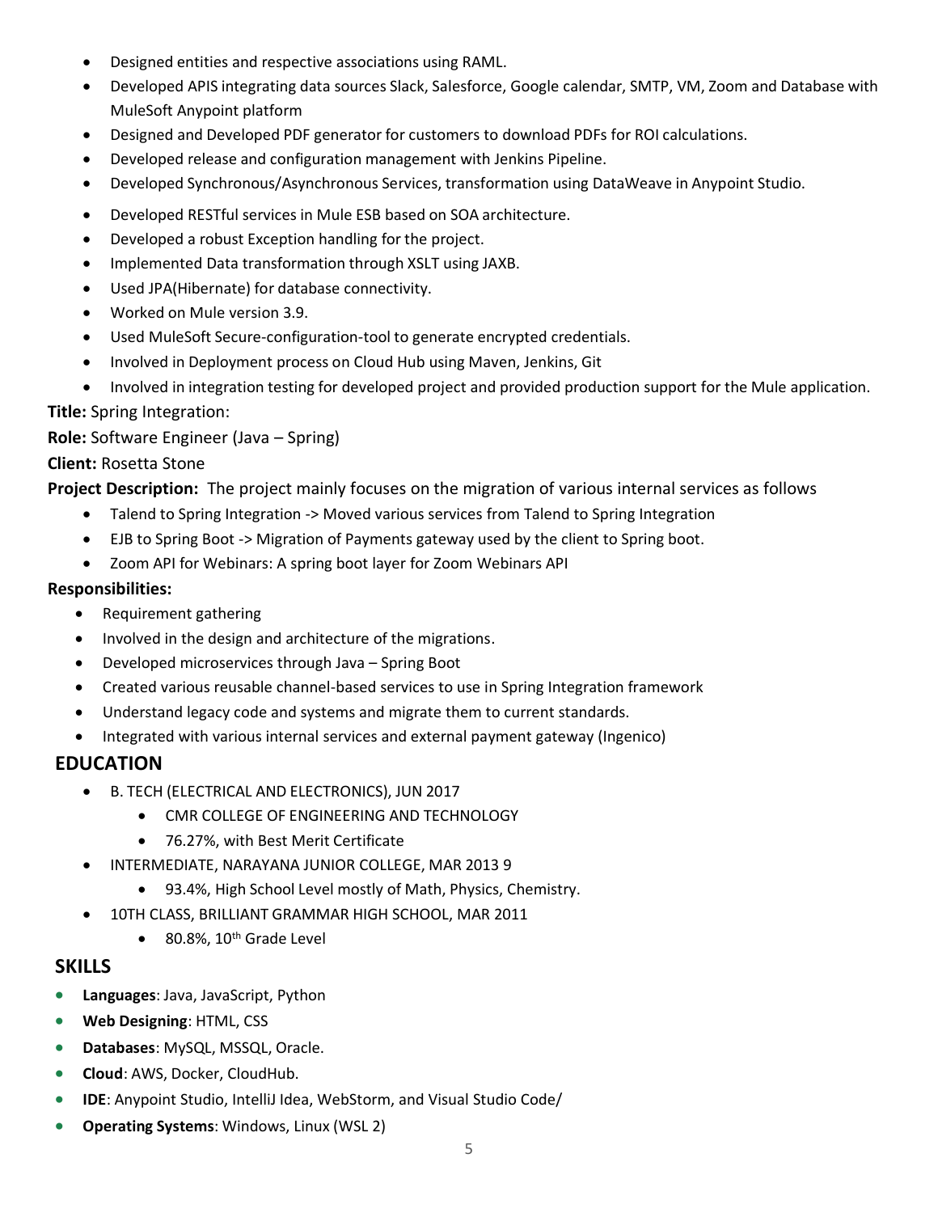- Designed entities and respective associations using RAML.
- Developed APIS integrating data sources Slack, Salesforce, Google calendar, SMTP, VM, Zoom and Database with MuleSoft Anypoint platform
- Designed and Developed PDF generator for customers to download PDFs for ROI calculations.
- Developed release and configuration management with Jenkins Pipeline.
- Developed Synchronous/Asynchronous Services, transformation using DataWeave in Anypoint Studio.
- Developed RESTful services in Mule ESB based on SOA architecture.
- Developed a robust Exception handling for the project.
- Implemented Data transformation through XSLT using JAXB.
- Used JPA(Hibernate) for database connectivity.
- Worked on Mule version 3.9.
- Used MuleSoft Secure-configuration-tool to generate encrypted credentials.
- Involved in Deployment process on Cloud Hub using Maven, Jenkins, Git
- Involved in integration testing for developed project and provided production support for the Mule application.

**Title:** Spring Integration:

**Role:** Software Engineer (Java – Spring)

**Client:** Rosetta Stone

**Project Description:** The project mainly focuses on the migration of various internal services as follows

- Talend to Spring Integration -> Moved various services from Talend to Spring Integration
- EJB to Spring Boot -> Migration of Payments gateway used by the client to Spring boot.
- Zoom API for Webinars: A spring boot layer for Zoom Webinars API

**Responsibilities:**

- Requirement gathering
- Involved in the design and architecture of the migrations.
- Developed microservices through Java – Spring Boot
- Created various reusable channel-based services to use in Spring Integration framework
- Understand legacy code and systems and migrate them to current standards.
- Integrated with various internal services and external payment gateway (Ingenico)

## EDUCATION

- B. TECH (ELECTRICAL AND ELECTRONICS), JUN 2017
  - CMR COLLEGE OF ENGINEERING AND TECHNOLOGY
  - 76.27%, with Best Merit Certificate
- INTERMEDIATE, NARAYANA JUNIOR COLLEGE, MAR 2013 9
  - 93.4%, High School Level mostly of Math, Physics, Chemistry.
- 10TH CLASS, BRILLIANT GRAMMAR HIGH SCHOOL, MAR 2011
  - 80.8%, 10th Grade Level

## SKILLS

- **Languages**: Java, JavaScript, Python
- **Web Designing**: HTML, CSS
- **Databases**: MySQL, MSSQL, Oracle.
- **Cloud**: AWS, Docker, CloudHub.
- **IDE**: Anypoint Studio, IntelliJ Idea, WebStorm, and Visual Studio Code/
- **Operating Systems**: Windows, Linux (WSL 2)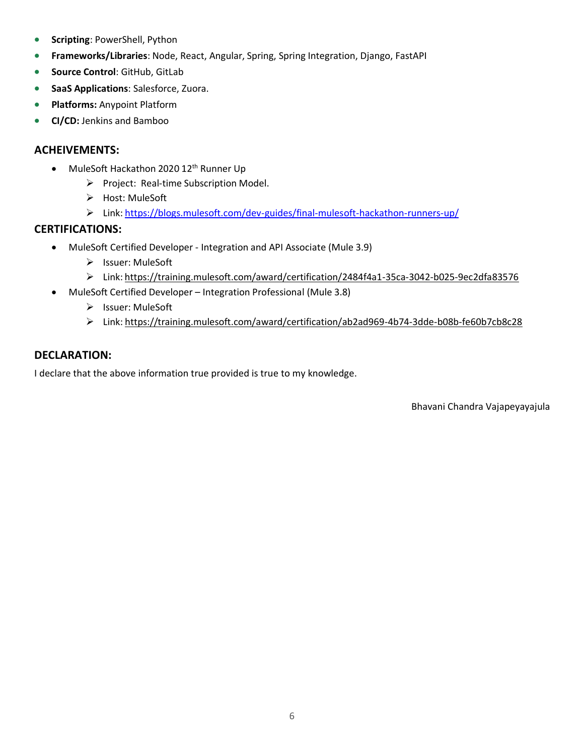- **Scripting**: PowerShell, Python
- **Frameworks/Libraries**: Node, React, Angular, Spring, Spring Integration, Django, FastAPI
- **Source Control**: GitHub, GitLab
- **SaaS Applications**: Salesforce, Zuora.
- **Platforms:** Anypoint Platform
- **CI/CD:** Jenkins and Bamboo

## ACHEIVEMENTS:

- MuleSoft Hackathon 2020 12th Runner Up
  - Project: Real-time Subscription Model.
  - Host: MuleSoft
  - Link: https://blogs.mulesoft.com/dev-guides/final-mulesoft-hackathon-runners-up/

## CERTIFICATIONS:

- MuleSoft Certified Developer - Integration and API Associate (Mule 3.9)
  - Issuer: MuleSoft
  - Link: https://training.mulesoft.com/award/certification/2484f4a1-35ca-3042-b025-9ec2dfa83576
- MuleSoft Certified Developer – Integration Professional (Mule 3.8)
  - Issuer: MuleSoft
  - Link: https://training.mulesoft.com/award/certification/ab2ad969-4b74-3dde-b08b-fe60b7cb8c28

## DECLARATION:

I declare that the above information true provided is true to my knowledge.

Bhavani Chandra Vajapeyayajula